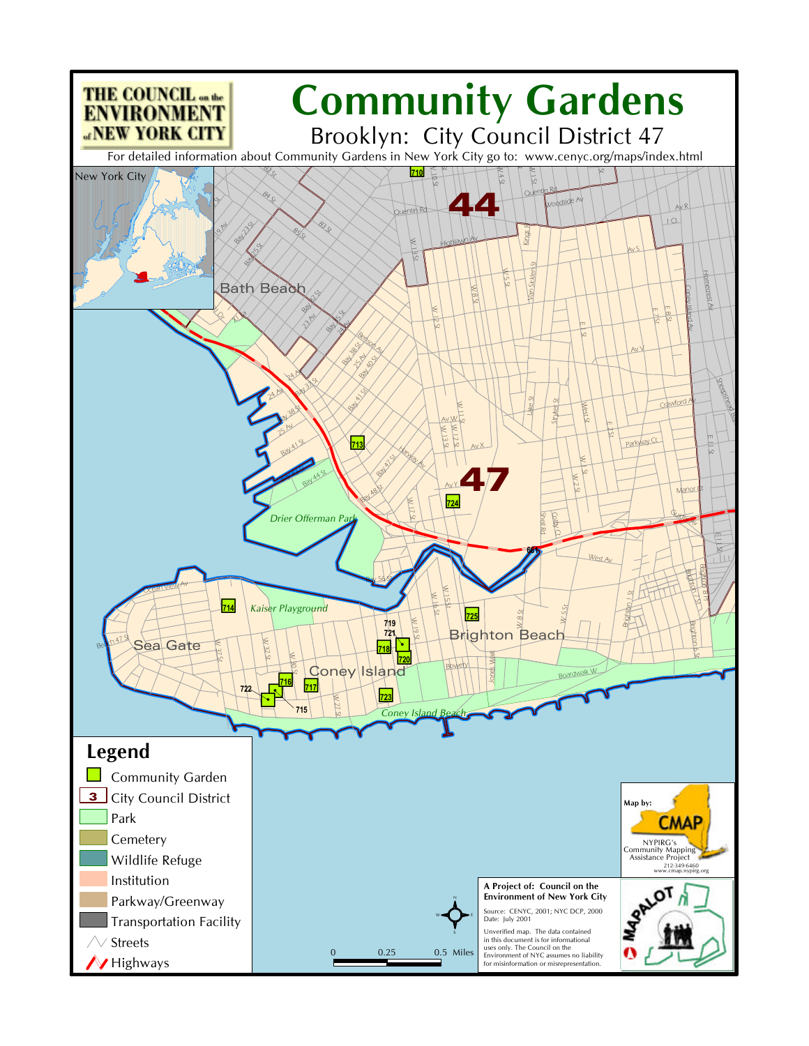THE COUNCIL on the ENVIRONMENT of NEW YORK CITY

# Community Gardens

## Brooklyn: City Council District 47

For detailed information about Community Gardens in New York City go to: www.cenyc.org/maps/index.html

## Legend

- Community Garden
- City Council District
- Park
- Cemetery
- Wildlife Refuge
- Institution
- Parkway/Greenway
- Transportation Facility
- Streets
- Highways

0 0.25 0.5 Miles

**A Project of: Council on the Environment of New York City**

Source: CENYC, 2001; NYC DCP, 2000
Date: July 2001

Unverified map. The data contained in this document is for informational uses only. The Council on the Environment of NYC assumes no liability for misinformation or misrepresentation.

**Map by:** CMAP
NYPIRG's Community Mapping Assistance Project
212-349-6460
www.cmap.nypirg.org

MAPALOT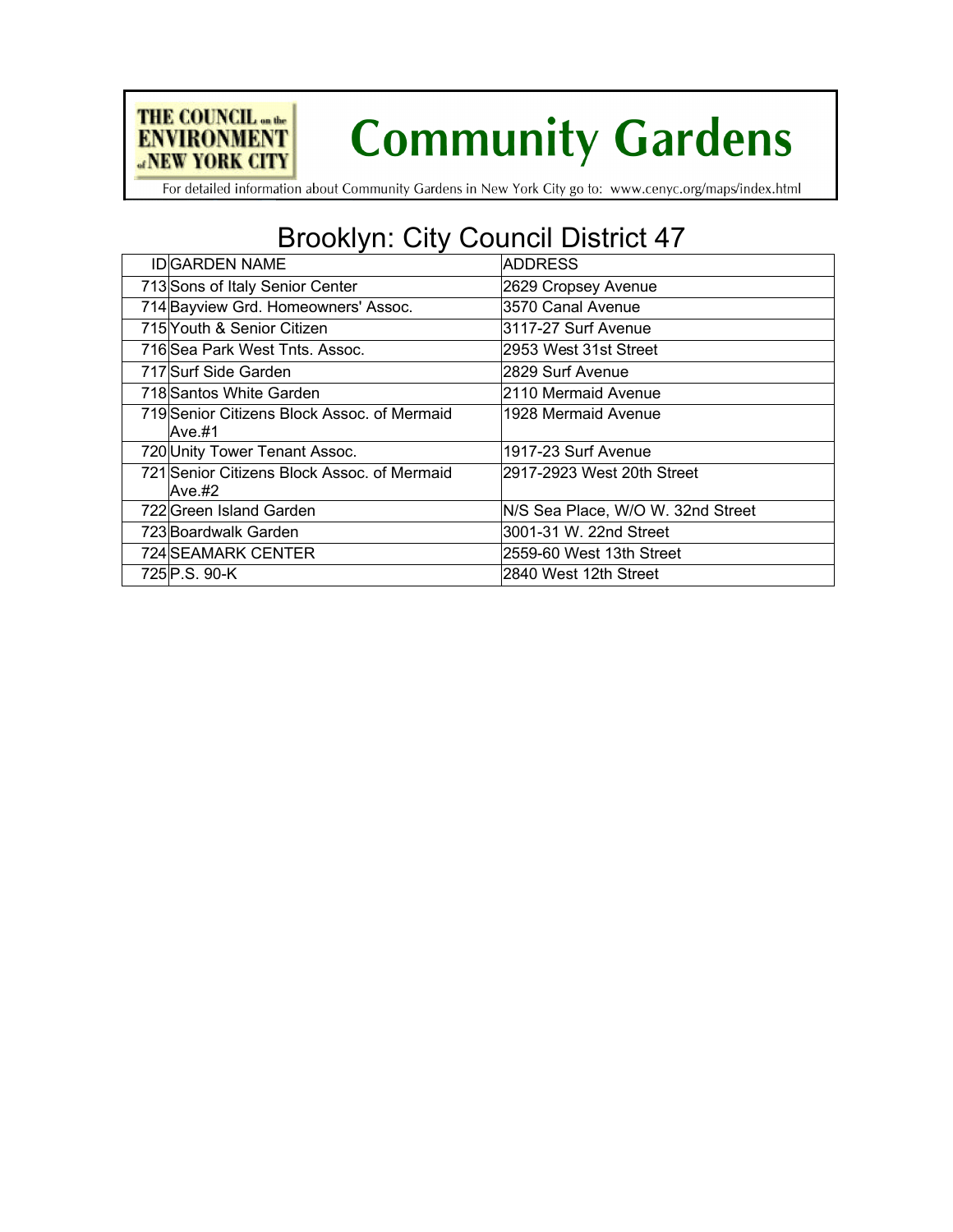THE COUNCIL on the ENVIRONMENT of NEW YORK CITY

# Community Gardens

For detailed information about Community Gardens in New York City go to: www.cenyc.org/maps/index.html

## Brooklyn: City Council District 47

| ID | GARDEN NAME | ADDRESS |
|---|---|---|
| 713 | Sons of Italy Senior Center | 2629 Cropsey Avenue |
| 714 | Bayview Grd. Homeowners' Assoc. | 3570 Canal Avenue |
| 715 | Youth & Senior Citizen | 3117-27 Surf Avenue |
| 716 | Sea Park West Tnts. Assoc. | 2953 West 31st Street |
| 717 | Surf Side Garden | 2829 Surf Avenue |
| 718 | Santos White Garden | 2110 Mermaid Avenue |
| 719 | Senior Citizens Block Assoc. of Mermaid Ave.#1 | 1928 Mermaid Avenue |
| 720 | Unity Tower Tenant Assoc. | 1917-23 Surf Avenue |
| 721 | Senior Citizens Block Assoc. of Mermaid Ave.#2 | 2917-2923 West 20th Street |
| 722 | Green Island Garden | N/S Sea Place, W/O W. 32nd Street |
| 723 | Boardwalk Garden | 3001-31 W. 22nd Street |
| 724 | SEAMARK CENTER | 2559-60 West 13th Street |
| 725 | P.S. 90-K | 2840 West 12th Street |